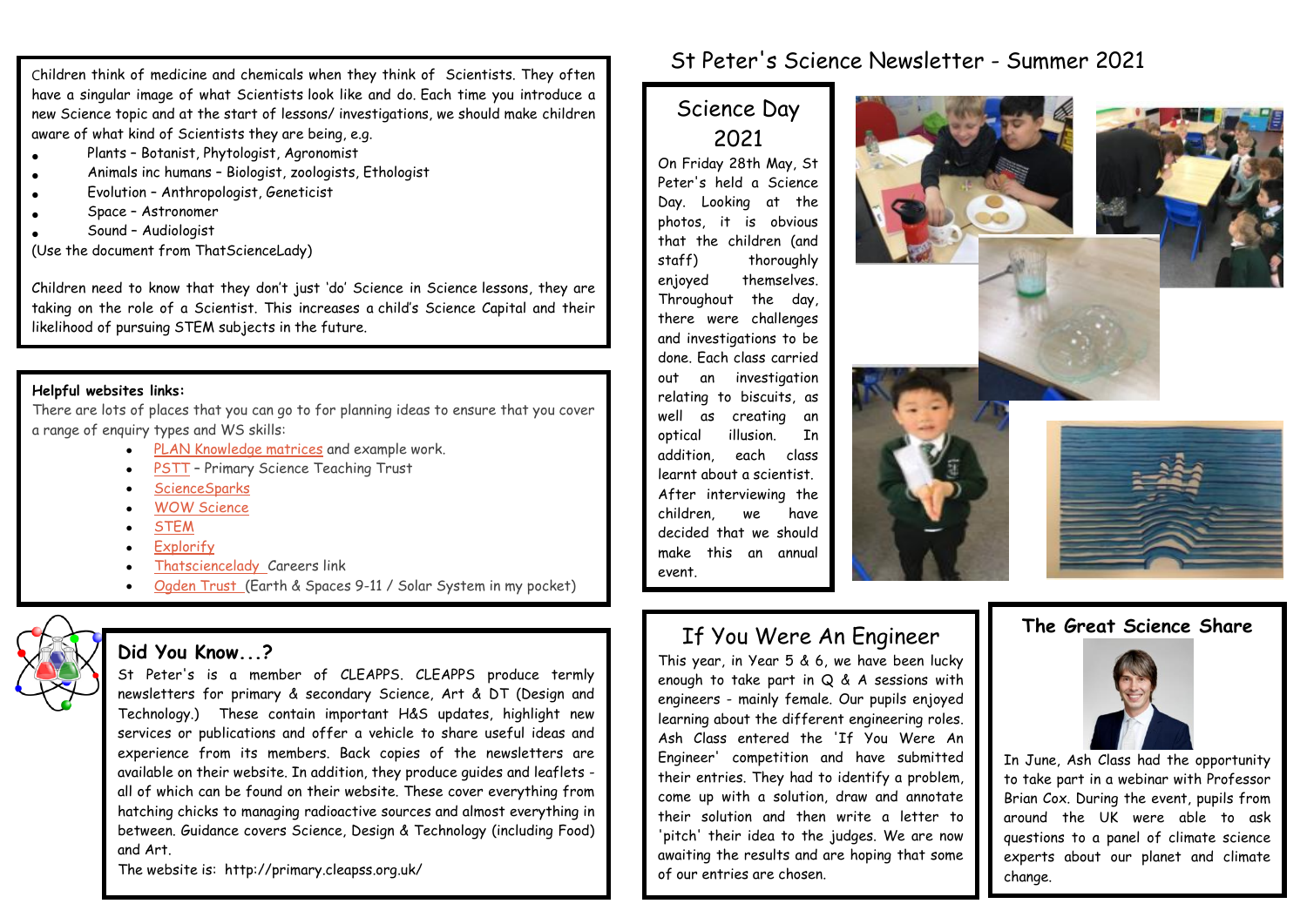# St Peter's Science Newsletter - Summer 2021

Children think of medicine and chemicals when they think of Scientists. They often have a singular image of what Scientists look like and do. Each time you introduce a new Science topic and at the start of lessons/ investigations, we should make children aware of what kind of Scientists they are being, e.g.

- Plants – Botanist, Phytologist, Agronomist
- Animals inc humans – Biologist, zoologists, Ethologist
- Evolution – Anthropologist, Geneticist
- Space – Astronomer
- Sound – Audiologist

(Use the document from ThatScienceLady)

Children need to know that they don't just 'do' Science in Science lessons, they are taking on the role of a Scientist. This increases a child's Science Capital and their likelihood of pursuing STEM subjects in the future.

**Helpful websites links:**

There are lots of places that you can go to for planning ideas to ensure that you cover a range of enquiry types and WS skills:

- PLAN Knowledge matrices and example work.
- PSTT – Primary Science Teaching Trust
- ScienceSparks
- WOW Science
- STEM
- Explorify
- Thatsciencelady Careers link
- Ogden Trust (Earth & Spaces 9-11 / Solar System in my pocket)

## Did You Know...?

St Peter's is a member of CLEAPPS. CLEAPPS produce termly newsletters for primary & secondary Science, Art & DT (Design and Technology.) These contain important H&S updates, highlight new services or publications and offer a vehicle to share useful ideas and experience from its members. Back copies of the newsletters are available on their website. In addition, they produce guides and leaflets - all of which can be found on their website. These cover everything from hatching chicks to managing radioactive sources and almost everything in between. Guidance covers Science, Design & Technology (including Food) and Art.

The website is: http://primary.cleapss.org.uk/

## Science Day 2021

On Friday 28th May, St Peter's held a Science Day. Looking at the photos, it is obvious that the children (and staff) thoroughly enjoyed themselves. Throughout the day, there were challenges and investigations to be done. Each class carried out an investigation relating to biscuits, as well as creating an optical illusion. In addition, each class learnt about a scientist. After interviewing the children, we have decided that we should make this an annual event.

## If You Were An Engineer

This year, in Year 5 & 6, we have been lucky enough to take part in Q & A sessions with engineers - mainly female. Our pupils enjoyed learning about the different engineering roles. Ash Class entered the 'If You Were An Engineer' competition and have submitted their entries. They had to identify a problem, come up with a solution, draw and annotate their solution and then write a letter to 'pitch' their idea to the judges. We are now awaiting the results and are hoping that some of our entries are chosen.

## The Great Science Share

In June, Ash Class had the opportunity to take part in a webinar with Professor Brian Cox. During the event, pupils from around the UK were able to ask questions to a panel of climate science experts about our planet and climate change.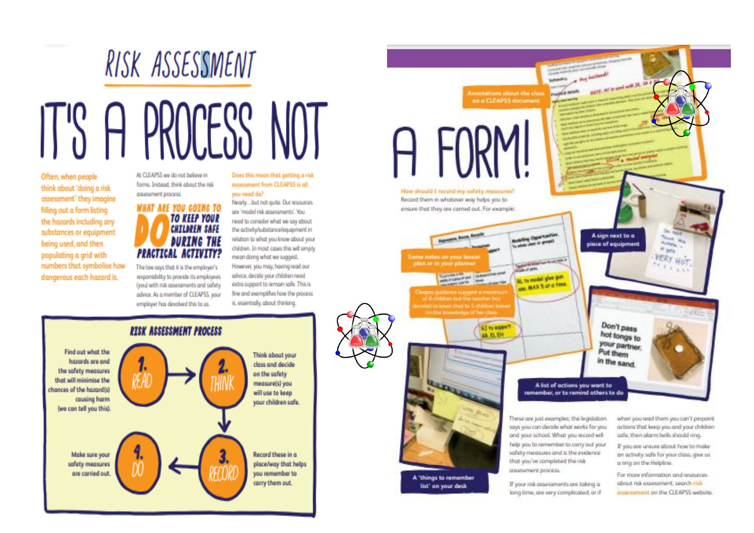# RISK ASSESSMENT

# IT'S A PROCESS NOT A FORM!

Often, when people think about 'doing a risk assessment' they imagine filling out a form listing the hazards including any substances or equipment being used, and then populating a grid with numbers that symbolise how dangerous each hazard is.

At CLEAPSS we do not believe in forms. Instead, think about the risk assessment process:

## WHAT ARE YOU GOING TO DO TO KEEP YOUR CHILDREN SAFE DURING THE PRACTICAL ACTIVITY?

The law says that it is the employer's responsibility to provide its employees (you) with risk assessments and safety advice. As a member of CLEAPSS, your employer has devolved this to us.

**Does this mean that getting a risk assessment from CLEAPSS is all you need do?**

Nearly…but not quite. Our resources are 'model risk assessments'. You need to consider what we say about the activity/substance/equipment in relation to what you know about your children. In most cases this will simply mean doing what we suggest. However, you may, having read our advice, decide your children need extra support to remain safe. This is fine and exemplifies how the process is, essentially, about thinking.

### RISK ASSESSMENT PROCESS

**1. READ** – Find out what the hazards are and the safety measures that will minimise the chances of the hazard(s) causing harm (we can tell you this).

**2. THINK** – Think about your class and decide on the safety measure(s) you will use to keep your children safe.

**3. RECORD** – Record these in a place/way that helps you remember to carry them out.

**4. DO** – Make sure your safety measures are carried out.

**How should I record my safety measures?**

Record them in whatever way helps you to ensure that they are carried out. For example:

Annotations about the class on a CLEAPSS document

Some notes on your lesson plan or in your planner

Cleapss guidance suggest a maximum of 6 children but the teacher has decided to lower that to 5 children based on the knowledge of her class.

A sign next to a piece of equipment

A list of actions you want to remember, or to remind others to do

Don't pass hot tongs to your partner. Put them in the sand.

A 'things to remember list' on your desk

These are just examples; the legislation says you can decide what works for you and your school. What you record will help you to remember to carry out your safety measures and is the evidence that you've completed the risk assessment process.

If your risk assessments are taking a long time, are very complicated, or if when you read them you can't pinpoint actions that keep you and your children safe, then alarm bells should ring.

If you are unsure about how to make an activity safe for your class, give us a ring on the Helpline.

For more information and resources about risk assessment, search risk assessment on the CLEAPSS website.